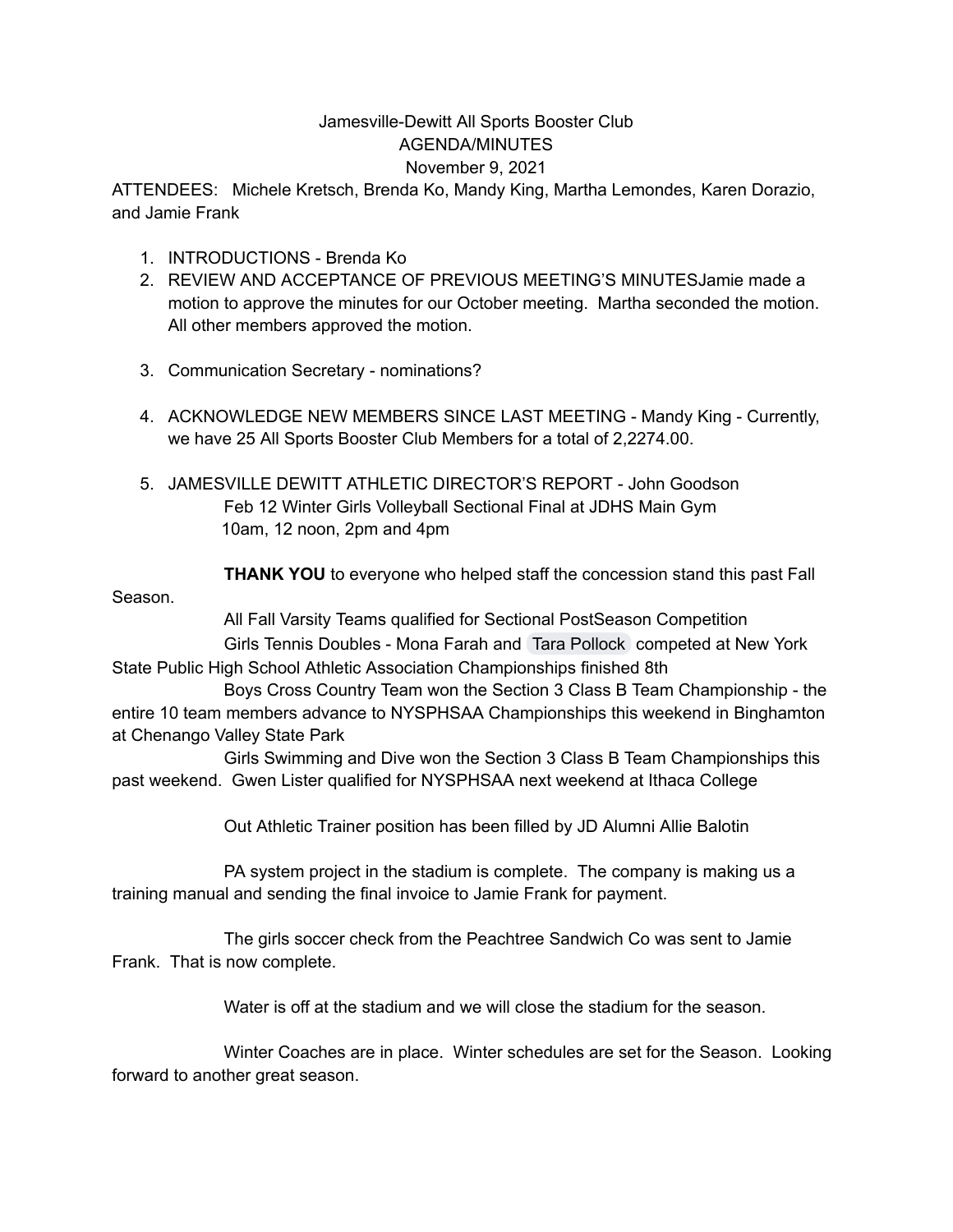Jamesville-Dewitt All Sports Booster Club

AGENDA/MINUTES

November 9, 2021

ATTENDEES: Michele Kretsch, Brenda Ko, Mandy King, Martha Lemondes, Karen Dorazio, and Jamie Frank

1. INTRODUCTIONS - Brenda Ko
2. REVIEW AND ACCEPTANCE OF PREVIOUS MEETING'S MINUTESJamie made a motion to approve the minutes for our October meeting. Martha seconded the motion. All other members approved the motion.
3. Communication Secretary - nominations?
4. ACKNOWLEDGE NEW MEMBERS SINCE LAST MEETING - Mandy King - Currently, we have 25 All Sports Booster Club Members for a total of 2,2274.00.
5. JAMESVILLE DEWITT ATHLETIC DIRECTOR'S REPORT - John Goodson

   Feb 12 Winter Girls Volleyball Sectional Final at JDHS Main Gym 10am, 12 noon, 2pm and 4pm

   **THANK YOU** to everyone who helped staff the concession stand this past Fall Season.

   All Fall Varsity Teams qualified for Sectional PostSeason Competition

   Girls Tennis Doubles - Mona Farah and Tara Pollock competed at New York State Public High School Athletic Association Championships finished 8th

   Boys Cross Country Team won the Section 3 Class B Team Championship - the entire 10 team members advance to NYSPHSAA Championships this weekend in Binghamton at Chenango Valley State Park

   Girls Swimming and Dive won the Section 3 Class B Team Championships this past weekend. Gwen Lister qualified for NYSPHSAA next weekend at Ithaca College

   Out Athletic Trainer position has been filled by JD Alumni Allie Balotin

   PA system project in the stadium is complete. The company is making us a training manual and sending the final invoice to Jamie Frank for payment.

   The girls soccer check from the Peachtree Sandwich Co was sent to Jamie Frank. That is now complete.

   Water is off at the stadium and we will close the stadium for the season.

   Winter Coaches are in place. Winter schedules are set for the Season. Looking forward to another great season.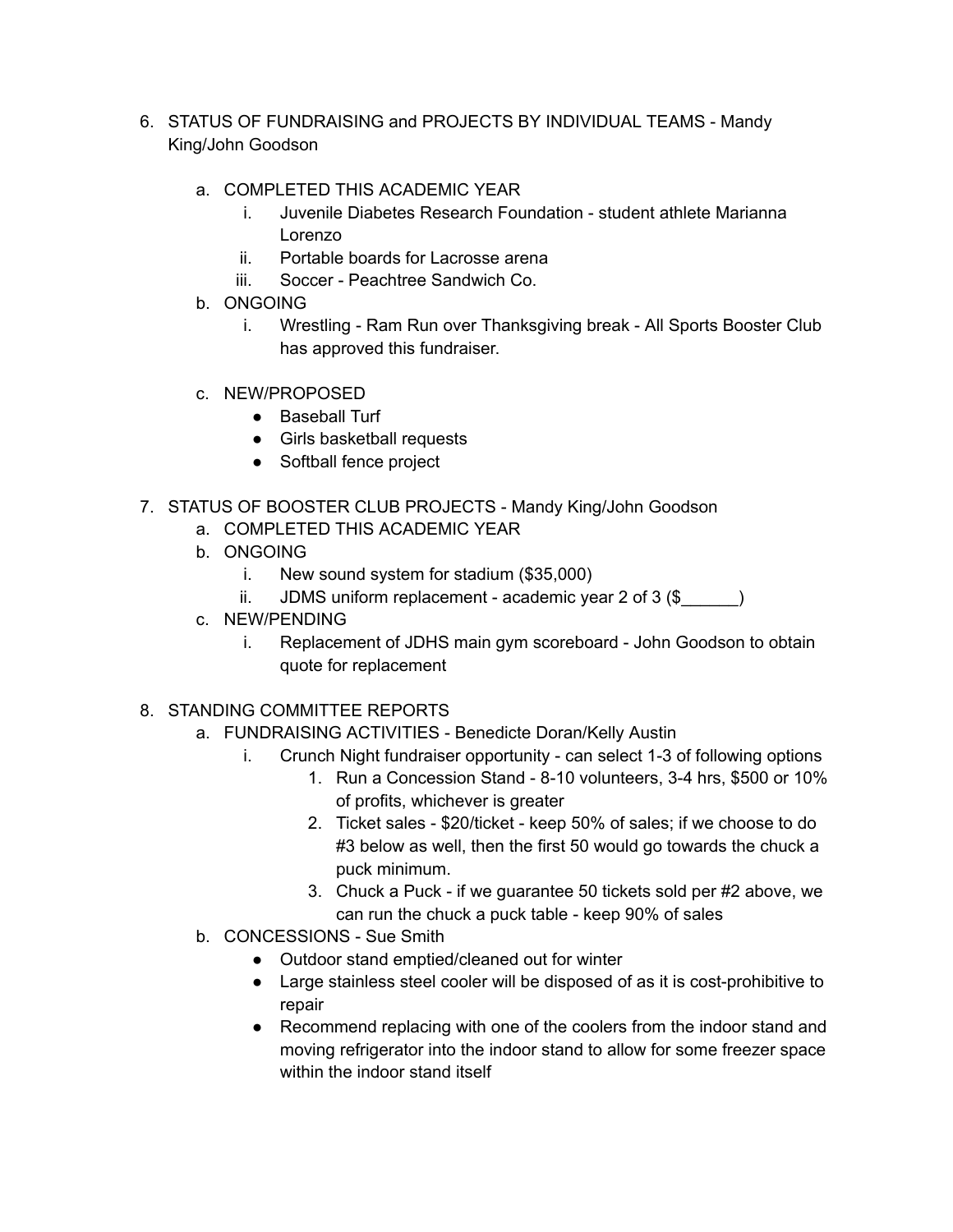6. STATUS OF FUNDRAISING and PROJECTS BY INDIVIDUAL TEAMS - Mandy King/John Goodson

    a. COMPLETED THIS ACADEMIC YEAR
        i. Juvenile Diabetes Research Foundation - student athlete Marianna Lorenzo
        ii. Portable boards for Lacrosse arena
        iii. Soccer - Peachtree Sandwich Co.
    b. ONGOING
        i. Wrestling - Ram Run over Thanksgiving break - All Sports Booster Club has approved this fundraiser.

    c. NEW/PROPOSED
        - Baseball Turf
        - Girls basketball requests
        - Softball fence project

7. STATUS OF BOOSTER CLUB PROJECTS - Mandy King/John Goodson
    a. COMPLETED THIS ACADEMIC YEAR
    b. ONGOING
        i. New sound system for stadium ($35,000)
        ii. JDMS uniform replacement - academic year 2 of 3 ($______)
    c. NEW/PENDING
        i. Replacement of JDHS main gym scoreboard - John Goodson to obtain quote for replacement

8. STANDING COMMITTEE REPORTS
    a. FUNDRAISING ACTIVITIES - Benedicte Doran/Kelly Austin
        i. Crunch Night fundraiser opportunity - can select 1-3 of following options
            1. Run a Concession Stand - 8-10 volunteers, 3-4 hrs, $500 or 10% of profits, whichever is greater
            2. Ticket sales - $20/ticket - keep 50% of sales; if we choose to do #3 below as well, then the first 50 would go towards the chuck a puck minimum.
            3. Chuck a Puck - if we guarantee 50 tickets sold per #2 above, we can run the chuck a puck table - keep 90% of sales
    b. CONCESSIONS - Sue Smith
        - Outdoor stand emptied/cleaned out for winter
        - Large stainless steel cooler will be disposed of as it is cost-prohibitive to repair
        - Recommend replacing with one of the coolers from the indoor stand and moving refrigerator into the indoor stand to allow for some freezer space within the indoor stand itself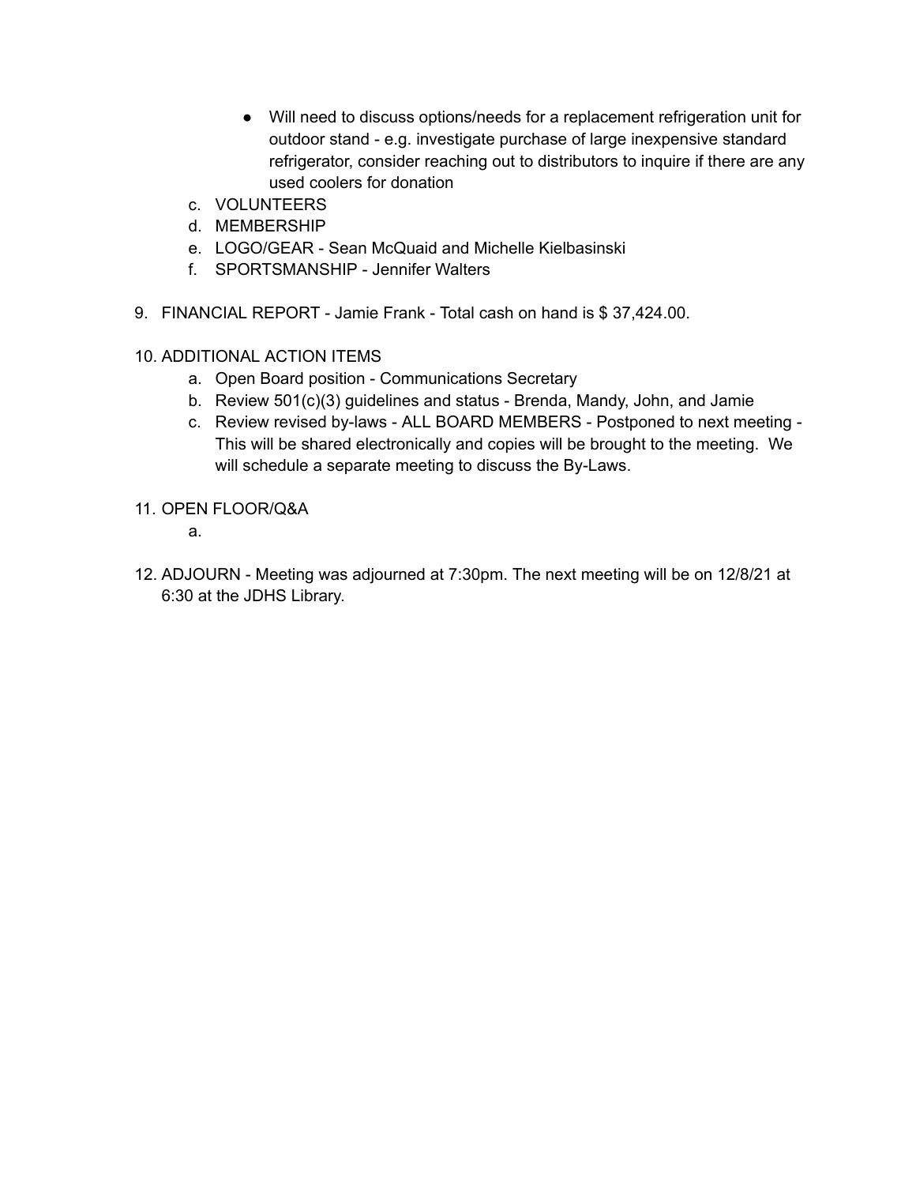- Will need to discuss options/needs for a replacement refrigeration unit for outdoor stand - e.g. investigate purchase of large inexpensive standard refrigerator, consider reaching out to distributors to inquire if there are any used coolers for donation

c. VOLUNTEERS

d. MEMBERSHIP

e. LOGO/GEAR - Sean McQuaid and Michelle Kielbasinski

f. SPORTSMANSHIP - Jennifer Walters

9. FINANCIAL REPORT - Jamie Frank - Total cash on hand is $ 37,424.00.

10. ADDITIONAL ACTION ITEMS
    a. Open Board position - Communications Secretary
    b. Review 501(c)(3) guidelines and status - Brenda, Mandy, John, and Jamie
    c. Review revised by-laws - ALL BOARD MEMBERS - Postponed to next meeting - This will be shared electronically and copies will be brought to the meeting. We will schedule a separate meeting to discuss the By-Laws.

11. OPEN FLOOR/Q&A
    a.

12. ADJOURN - Meeting was adjourned at 7:30pm. The next meeting will be on 12/8/21 at 6:30 at the JDHS Library.